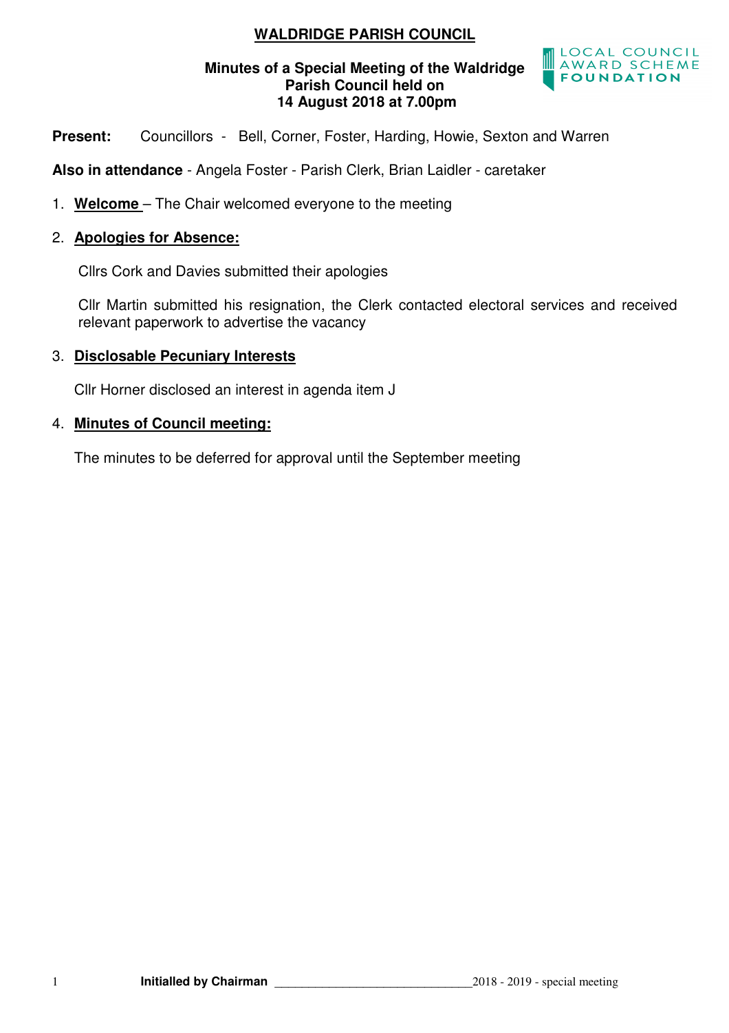# WALDRIDGE PARISH COUNCIL

## Minutes of a Special Meeting of the Waldridge Parish Council held on 14 August 2018 at 7.00pm

LOCAL COUNCIL AWARD SCHEME FOUNDATION

**Present:** Councillors - Bell, Corner, Foster, Harding, Howie, Sexton and Warren

**Also in attendance** - Angela Foster - Parish Clerk, Brian Laidler - caretaker

1. **Welcome** – The Chair welcomed everyone to the meeting

2. **Apologies for Absence:**

   Cllrs Cork and Davies submitted their apologies

   Cllr Martin submitted his resignation, the Clerk contacted electoral services and received relevant paperwork to advertise the vacancy

3. **Disclosable Pecuniary Interests**

   Cllr Horner disclosed an interest in agenda item J

4. **Minutes of Council meeting:**

   The minutes to be deferred for approval until the September meeting

**Initialled by Chairman** ______________________________ 2018 - 2019 - special meeting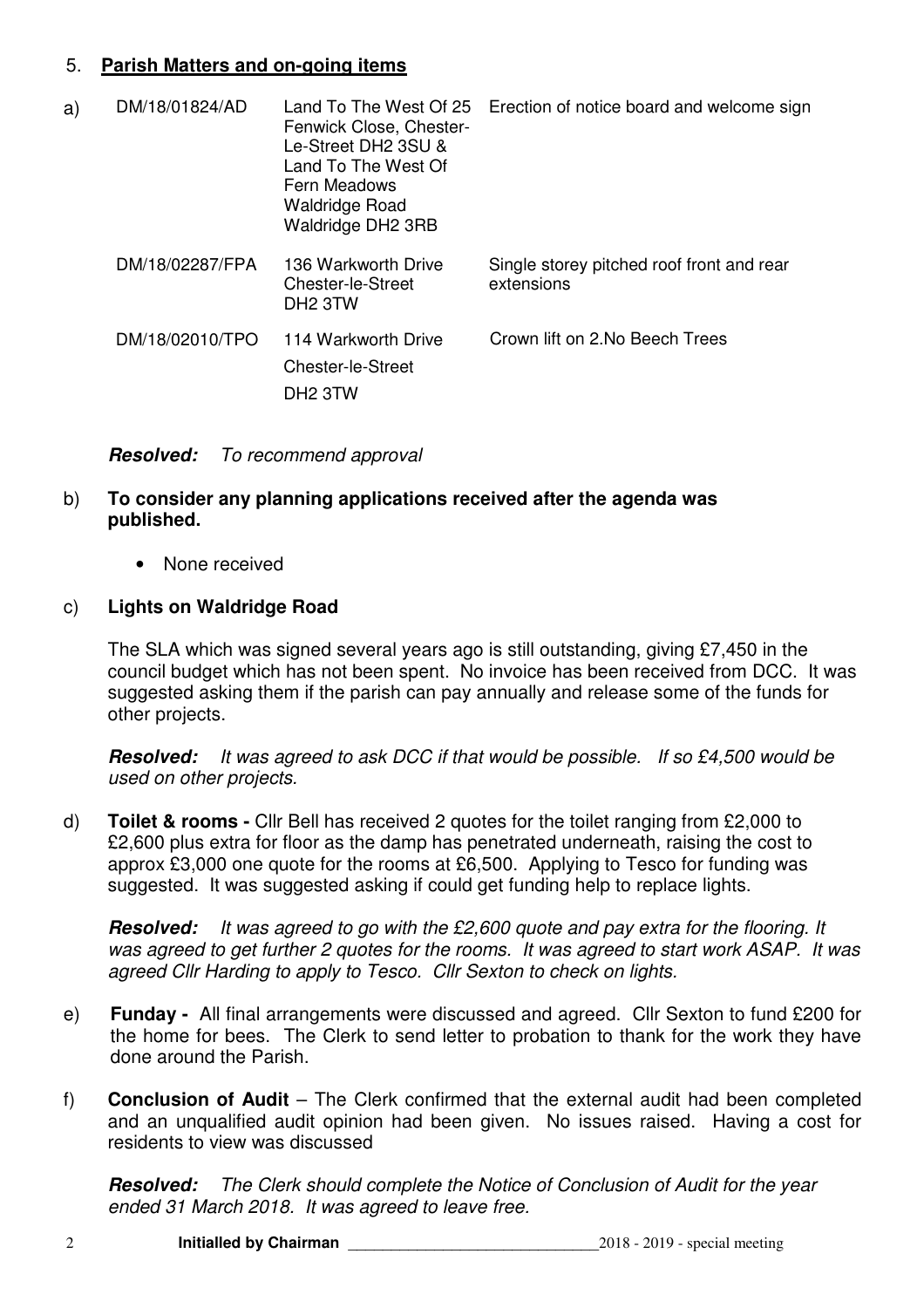5. **Parish Matters and on-going items**

a)

| DM/18/01824/AD | Land To The West Of 25 Fenwick Close, Chester-Le-Street DH2 3SU & Land To The West Of Fern Meadows Waldridge Road Waldridge DH2 3RB | Erection of notice board and welcome sign |
|---|---|---|
| DM/18/02287/FPA | 136 Warkworth Drive Chester-le-Street DH2 3TW | Single storey pitched roof front and rear extensions |
| DM/18/02010/TPO | 114 Warkworth Drive Chester-le-Street DH2 3TW | Crown lift on 2.No Beech Trees |

***Resolved:*** *To recommend approval*

b) **To consider any planning applications received after the agenda was published.**

- None received

c) **Lights on Waldridge Road**

The SLA which was signed several years ago is still outstanding, giving £7,450 in the council budget which has not been spent. No invoice has been received from DCC. It was suggested asking them if the parish can pay annually and release some of the funds for other projects.

***Resolved:*** *It was agreed to ask DCC if that would be possible. If so £4,500 would be used on other projects.*

d) **Toilet & rooms -** Cllr Bell has received 2 quotes for the toilet ranging from £2,000 to £2,600 plus extra for floor as the damp has penetrated underneath, raising the cost to approx £3,000 one quote for the rooms at £6,500. Applying to Tesco for funding was suggested. It was suggested asking if could get funding help to replace lights.

***Resolved:*** *It was agreed to go with the £2,600 quote and pay extra for the flooring. It was agreed to get further 2 quotes for the rooms. It was agreed to start work ASAP. It was agreed Cllr Harding to apply to Tesco. Cllr Sexton to check on lights.*

e) **Funday -** All final arrangements were discussed and agreed. Cllr Sexton to fund £200 for the home for bees. The Clerk to send letter to probation to thank for the work they have done around the Parish.

f) **Conclusion of Audit** – The Clerk confirmed that the external audit had been completed and an unqualified audit opinion had been given. No issues raised. Having a cost for residents to view was discussed

***Resolved:*** *The Clerk should complete the Notice of Conclusion of Audit for the year ended 31 March 2018. It was agreed to leave free.*

**Initialled by Chairman** ______________________________ 2018 - 2019 - special meeting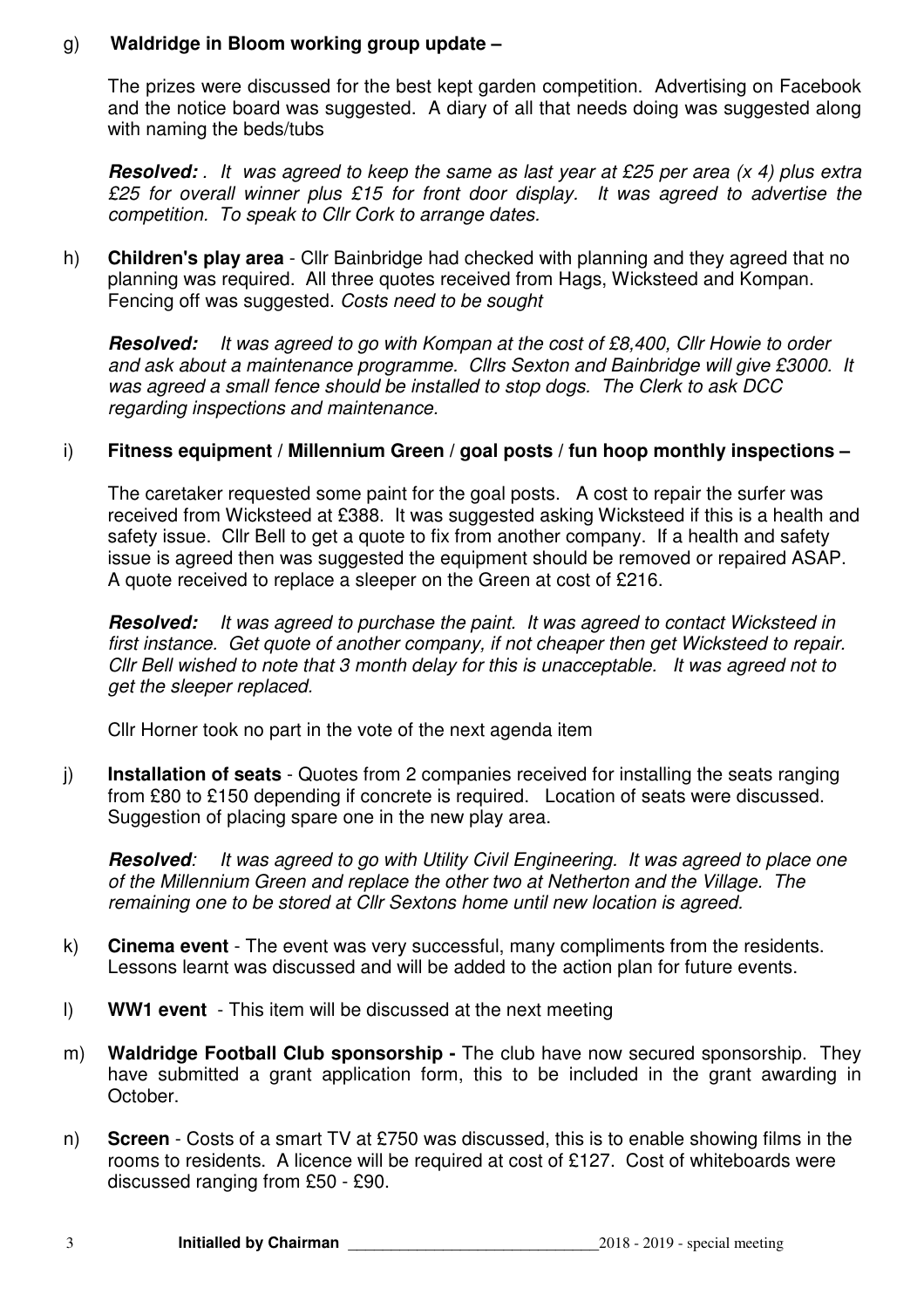g) **Waldridge in Bloom working group update –**

The prizes were discussed for the best kept garden competition. Advertising on Facebook and the notice board was suggested. A diary of all that needs doing was suggested along with naming the beds/tubs

***Resolved:*** *. It was agreed to keep the same as last year at £25 per area (x 4) plus extra £25 for overall winner plus £15 for front door display. It was agreed to advertise the competition. To speak to Cllr Cork to arrange dates.*

h) **Children's play area** - Cllr Bainbridge had checked with planning and they agreed that no planning was required. All three quotes received from Hags, Wicksteed and Kompan. Fencing off was suggested. *Costs need to be sought*

***Resolved:*** *It was agreed to go with Kompan at the cost of £8,400, Cllr Howie to order and ask about a maintenance programme. Cllrs Sexton and Bainbridge will give £3000. It was agreed a small fence should be installed to stop dogs. The Clerk to ask DCC regarding inspections and maintenance.*

i) **Fitness equipment / Millennium Green / goal posts / fun hoop monthly inspections –**

The caretaker requested some paint for the goal posts. A cost to repair the surfer was received from Wicksteed at £388. It was suggested asking Wicksteed if this is a health and safety issue. Cllr Bell to get a quote to fix from another company. If a health and safety issue is agreed then was suggested the equipment should be removed or repaired ASAP. A quote received to replace a sleeper on the Green at cost of £216.

***Resolved:*** *It was agreed to purchase the paint. It was agreed to contact Wicksteed in first instance. Get quote of another company, if not cheaper then get Wicksteed to repair. Cllr Bell wished to note that 3 month delay for this is unacceptable. It was agreed not to get the sleeper replaced.*

Cllr Horner took no part in the vote of the next agenda item

j) **Installation of seats** - Quotes from 2 companies received for installing the seats ranging from £80 to £150 depending if concrete is required. Location of seats were discussed. Suggestion of placing spare one in the new play area.

***Resolved****: It was agreed to go with Utility Civil Engineering. It was agreed to place one of the Millennium Green and replace the other two at Netherton and the Village. The remaining one to be stored at Cllr Sextons home until new location is agreed.*

k) **Cinema event** - The event was very successful, many compliments from the residents. Lessons learnt was discussed and will be added to the action plan for future events.

l) **WW1 event** - This item will be discussed at the next meeting

m) **Waldridge Football Club sponsorship -** The club have now secured sponsorship. They have submitted a grant application form, this to be included in the grant awarding in October.

n) **Screen** - Costs of a smart TV at £750 was discussed, this is to enable showing films in the rooms to residents. A licence will be required at cost of £127. Cost of whiteboards were discussed ranging from £50 - £90.

**Initialled by Chairman** ______________________________ 2018 - 2019 - special meeting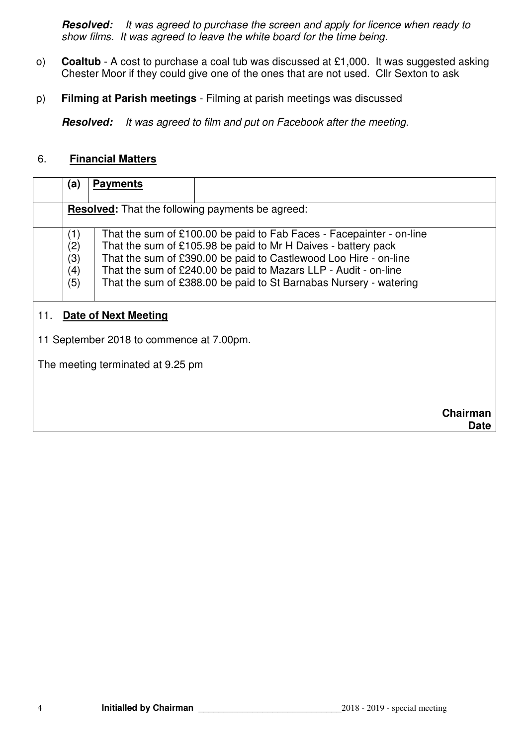***Resolved:*** *It was agreed to purchase the screen and apply for licence when ready to show films. It was agreed to leave the white board for the time being.*

o) **Coaltub** - A cost to purchase a coal tub was discussed at £1,000. It was suggested asking Chester Moor if they could give one of the ones that are not used. Cllr Sexton to ask

p) **Filming at Parish meetings** - Filming at parish meetings was discussed

***Resolved:*** *It was agreed to film and put on Facebook after the meeting.*

## 6. Financial Matters

| | | |
|---|---|---|
| **(a)** | **Payments** | |
| **Resolved:** That the following payments be agreed: | | |
| (1) | That the sum of £100.00 be paid to Fab Faces - Facepainter - on-line | |
| (2) | That the sum of £105.98 be paid to Mr H Daives - battery pack | |
| (3) | That the sum of £390.00 be paid to Castlewood Loo Hire - on-line | |
| (4) | That the sum of £240.00 be paid to Mazars LLP - Audit - on-line | |
| (5) | That the sum of £388.00 be paid to St Barnabas Nursery - watering | |

## 11. Date of Next Meeting

11 September 2018 to commence at 7.00pm.

The meeting terminated at 9.25 pm

**Chairman**

**Date**

**Initialled by Chairman** ______________________________ 2018 - 2019 - special meeting